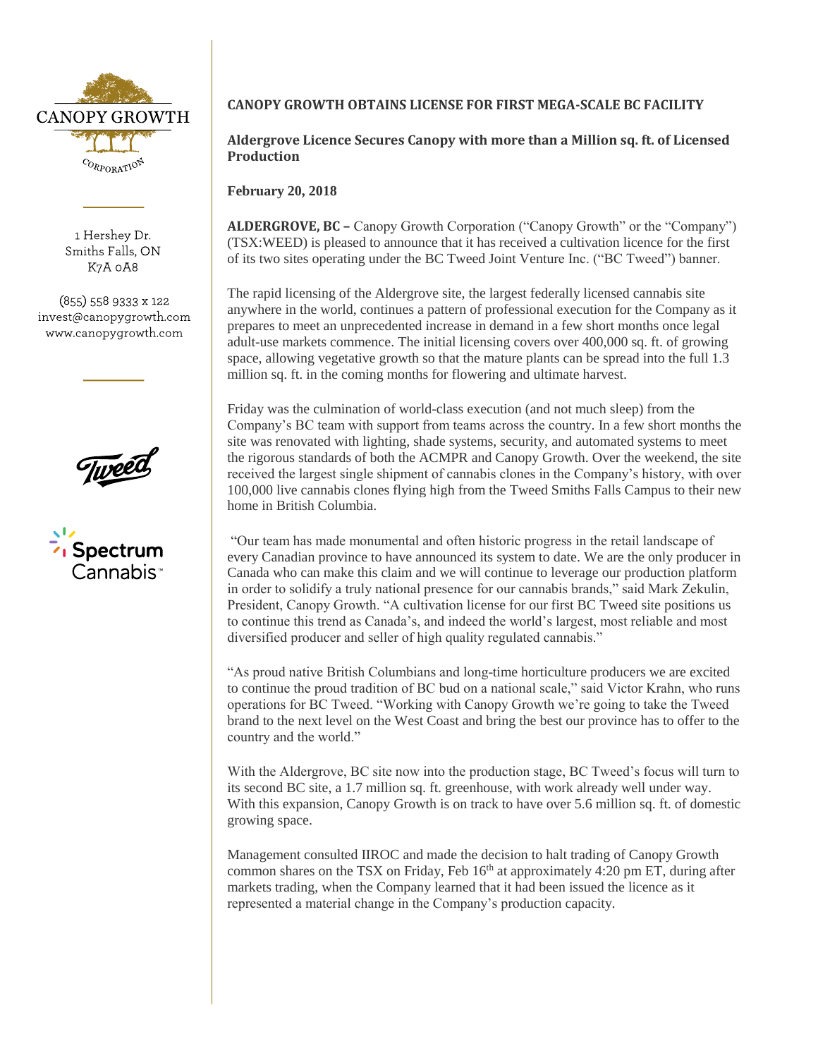CANOPY GROWTH

CORPORATION

1 Hershey Dr.
Smiths Falls, ON
K7A 0A8

(855) 558 9333 x 122
invest@canopygrowth.com
www.canopygrowth.com

Tweed

Spectrum Cannabis™

# CANOPY GROWTH OBTAINS LICENSE FOR FIRST MEGA-SCALE BC FACILITY

## Aldergrove Licence Secures Canopy with more than a Million sq. ft. of Licensed Production

**February 20, 2018**

**ALDERGROVE, BC –** Canopy Growth Corporation ("Canopy Growth" or the "Company") (TSX:WEED) is pleased to announce that it has received a cultivation licence for the first of its two sites operating under the BC Tweed Joint Venture Inc. ("BC Tweed") banner.

The rapid licensing of the Aldergrove site, the largest federally licensed cannabis site anywhere in the world, continues a pattern of professional execution for the Company as it prepares to meet an unprecedented increase in demand in a few short months once legal adult-use markets commence. The initial licensing covers over 400,000 sq. ft. of growing space, allowing vegetative growth so that the mature plants can be spread into the full 1.3 million sq. ft. in the coming months for flowering and ultimate harvest.

Friday was the culmination of world-class execution (and not much sleep) from the Company's BC team with support from teams across the country. In a few short months the site was renovated with lighting, shade systems, security, and automated systems to meet the rigorous standards of both the ACMPR and Canopy Growth. Over the weekend, the site received the largest single shipment of cannabis clones in the Company's history, with over 100,000 live cannabis clones flying high from the Tweed Smiths Falls Campus to their new home in British Columbia.

"Our team has made monumental and often historic progress in the retail landscape of every Canadian province to have announced its system to date. We are the only producer in Canada who can make this claim and we will continue to leverage our production platform in order to solidify a truly national presence for our cannabis brands," said Mark Zekulin, President, Canopy Growth. "A cultivation license for our first BC Tweed site positions us to continue this trend as Canada's, and indeed the world's largest, most reliable and most diversified producer and seller of high quality regulated cannabis."

"As proud native British Columbians and long-time horticulture producers we are excited to continue the proud tradition of BC bud on a national scale," said Victor Krahn, who runs operations for BC Tweed. "Working with Canopy Growth we're going to take the Tweed brand to the next level on the West Coast and bring the best our province has to offer to the country and the world."

With the Aldergrove, BC site now into the production stage, BC Tweed's focus will turn to its second BC site, a 1.7 million sq. ft. greenhouse, with work already well under way. With this expansion, Canopy Growth is on track to have over 5.6 million sq. ft. of domestic growing space.

Management consulted IIROC and made the decision to halt trading of Canopy Growth common shares on the TSX on Friday, Feb 16th at approximately 4:20 pm ET, during after markets trading, when the Company learned that it had been issued the licence as it represented a material change in the Company's production capacity.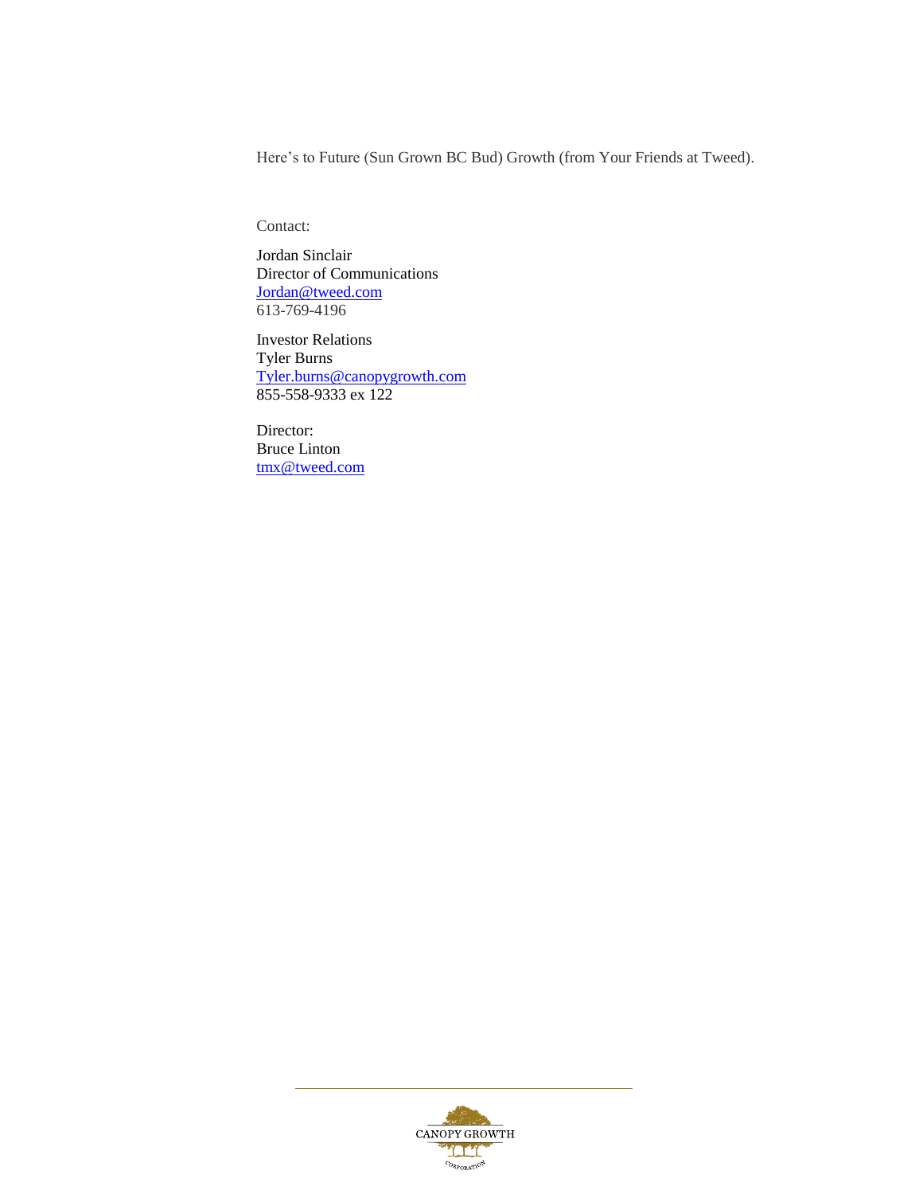Here's to Future (Sun Grown BC Bud) Growth (from Your Friends at Tweed).

Contact:

Jordan Sinclair  
Director of Communications  
Jordan@tweed.com  
613-769-4196

Investor Relations  
Tyler Burns  
Tyler.burns@canopygrowth.com  
855-558-9333 ex 122

Director:  
Bruce Linton  
tmx@tweed.com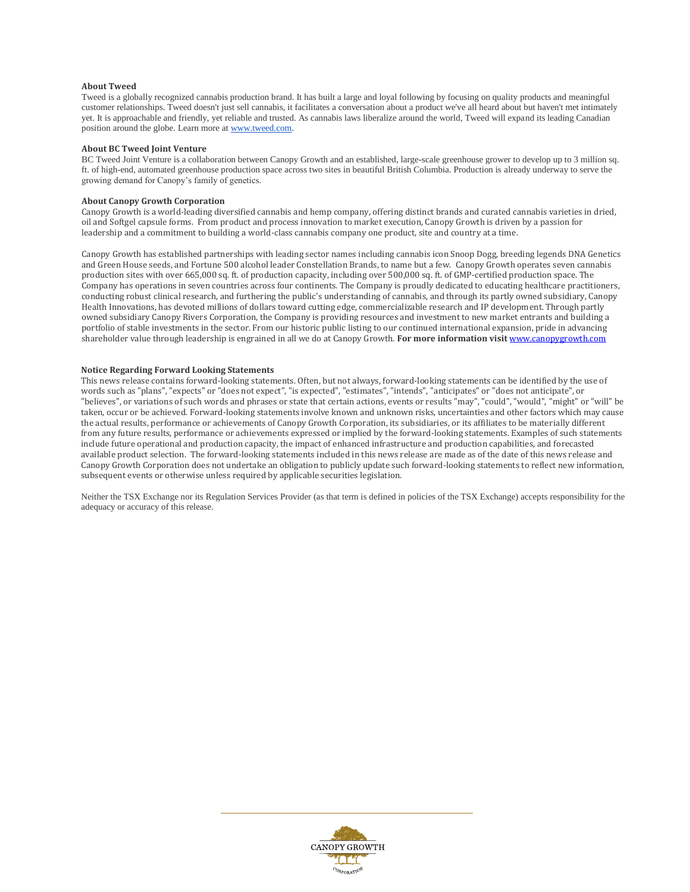**About Tweed**

Tweed is a globally recognized cannabis production brand. It has built a large and loyal following by focusing on quality products and meaningful customer relationships. Tweed doesn't just sell cannabis, it facilitates a conversation about a product we've all heard about but haven't met intimately yet. It is approachable and friendly, yet reliable and trusted. As cannabis laws liberalize around the world, Tweed will expand its leading Canadian position around the globe. Learn more at www.tweed.com.

**About BC Tweed Joint Venture**

BC Tweed Joint Venture is a collaboration between Canopy Growth and an established, large-scale greenhouse grower to develop up to 3 million sq. ft. of high-end, automated greenhouse production space across two sites in beautiful British Columbia. Production is already underway to serve the growing demand for Canopy's family of genetics.

**About Canopy Growth Corporation**

Canopy Growth is a world-leading diversified cannabis and hemp company, offering distinct brands and curated cannabis varieties in dried, oil and Softgel capsule forms. From product and process innovation to market execution, Canopy Growth is driven by a passion for leadership and a commitment to building a world-class cannabis company one product, site and country at a time.

Canopy Growth has established partnerships with leading sector names including cannabis icon Snoop Dogg, breeding legends DNA Genetics and Green House seeds, and Fortune 500 alcohol leader Constellation Brands, to name but a few. Canopy Growth operates seven cannabis production sites with over 665,000 sq. ft. of production capacity, including over 500,000 sq. ft. of GMP-certified production space. The Company has operations in seven countries across four continents. The Company is proudly dedicated to educating healthcare practitioners, conducting robust clinical research, and furthering the public's understanding of cannabis, and through its partly owned subsidiary, Canopy Health Innovations, has devoted millions of dollars toward cutting edge, commercializable research and IP development. Through partly owned subsidiary Canopy Rivers Corporation, the Company is providing resources and investment to new market entrants and building a portfolio of stable investments in the sector. From our historic public listing to our continued international expansion, pride in advancing shareholder value through leadership is engrained in all we do at Canopy Growth. **For more information visit** www.canopygrowth.com

**Notice Regarding Forward Looking Statements**

This news release contains forward-looking statements. Often, but not always, forward-looking statements can be identified by the use of words such as "plans", "expects" or "does not expect", "is expected", "estimates", "intends", "anticipates" or "does not anticipate", or "believes", or variations of such words and phrases or state that certain actions, events or results "may", "could", "would", "might" or "will" be taken, occur or be achieved. Forward-looking statements involve known and unknown risks, uncertainties and other factors which may cause the actual results, performance or achievements of Canopy Growth Corporation, its subsidiaries, or its affiliates to be materially different from any future results, performance or achievements expressed or implied by the forward-looking statements. Examples of such statements include future operational and production capacity, the impact of enhanced infrastructure and production capabilities, and forecasted available product selection. The forward-looking statements included in this news release are made as of the date of this news release and Canopy Growth Corporation does not undertake an obligation to publicly update such forward-looking statements to reflect new information, subsequent events or otherwise unless required by applicable securities legislation.

Neither the TSX Exchange nor its Regulation Services Provider (as that term is defined in policies of the TSX Exchange) accepts responsibility for the adequacy or accuracy of this release.